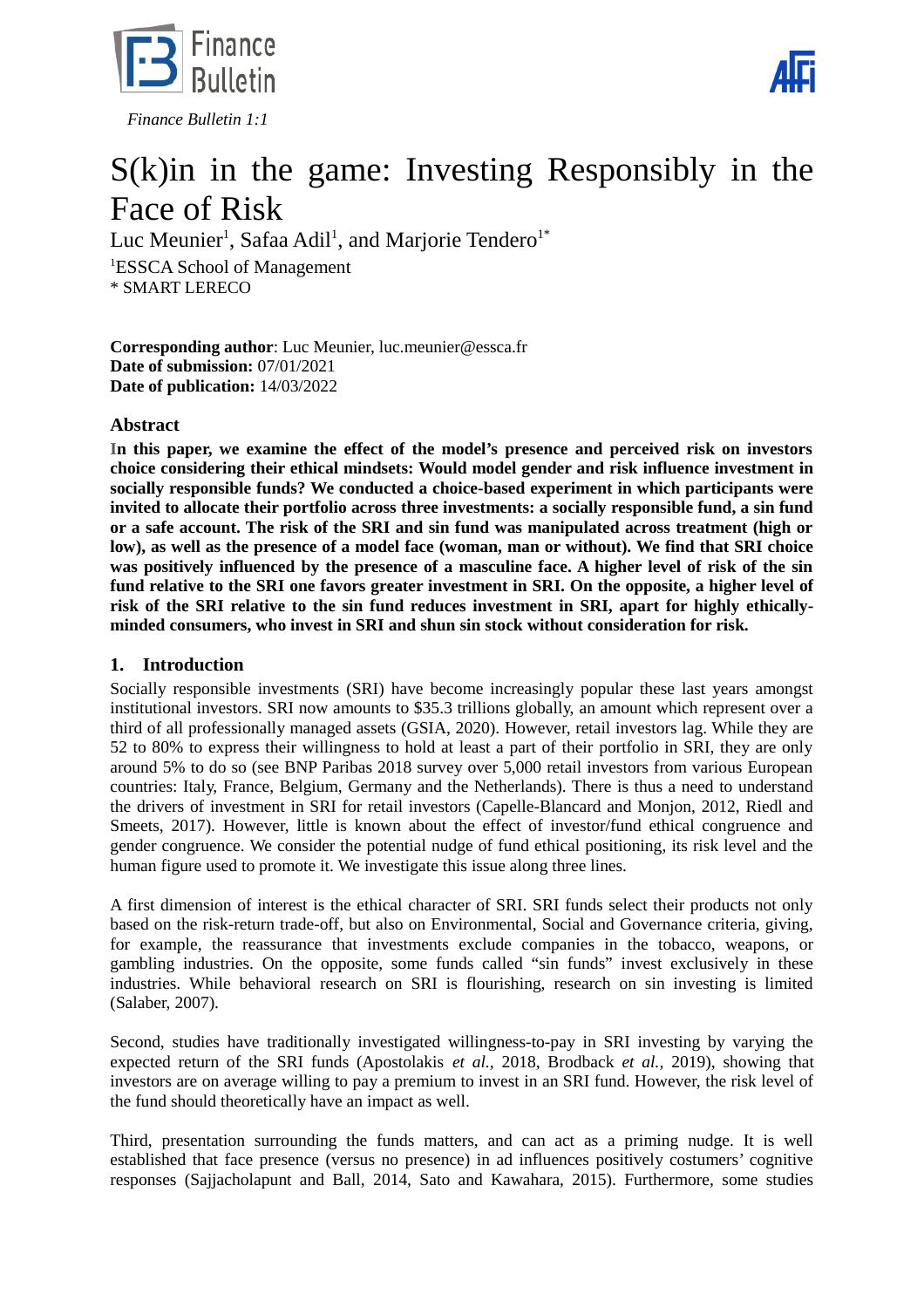*Finance Bulletin 1:1*

# S(k)in in the game: Investing Responsibly in the Face of Risk

Luc Meunier[1], Safaa Adil[1], and Marjorie Tendero[1*]

[1]ESSCA School of Management

* SMART LERECO

**Corresponding author**: Luc Meunier, luc.meunier@essca.fr
**Date of submission:** 07/01/2021
**Date of publication:** 14/03/2022

## Abstract

**In this paper, we examine the effect of the model's presence and perceived risk on investors choice considering their ethical mindsets: Would model gender and risk influence investment in socially responsible funds? We conducted a choice-based experiment in which participants were invited to allocate their portfolio across three investments: a socially responsible fund, a sin fund or a safe account. The risk of the SRI and sin fund was manipulated across treatment (high or low), as well as the presence of a model face (woman, man or without). We find that SRI choice was positively influenced by the presence of a masculine face. A higher level of risk of the sin fund relative to the SRI one favors greater investment in SRI. On the opposite, a higher level of risk of the SRI relative to the sin fund reduces investment in SRI, apart for highly ethically-minded consumers, who invest in SRI and shun sin stock without consideration for risk.**

## 1. Introduction

Socially responsible investments (SRI) have become increasingly popular these last years amongst institutional investors. SRI now amounts to $35.3 trillions globally, an amount which represent over a third of all professionally managed assets (GSIA, 2020). However, retail investors lag. While they are 52 to 80% to express their willingness to hold at least a part of their portfolio in SRI, they are only around 5% to do so (see BNP Paribas 2018 survey over 5,000 retail investors from various European countries: Italy, France, Belgium, Germany and the Netherlands). There is thus a need to understand the drivers of investment in SRI for retail investors (Capelle-Blancard and Monjon, 2012, Riedl and Smeets, 2017). However, little is known about the effect of investor/fund ethical congruence and gender congruence. We consider the potential nudge of fund ethical positioning, its risk level and the human figure used to promote it. We investigate this issue along three lines.

A first dimension of interest is the ethical character of SRI. SRI funds select their products not only based on the risk-return trade-off, but also on Environmental, Social and Governance criteria, giving, for example, the reassurance that investments exclude companies in the tobacco, weapons, or gambling industries. On the opposite, some funds called "sin funds" invest exclusively in these industries. While behavioral research on SRI is flourishing, research on sin investing is limited (Salaber, 2007).

Second, studies have traditionally investigated willingness-to-pay in SRI investing by varying the expected return of the SRI funds (Apostolakis *et al.,* 2018, Brodback *et al.,* 2019), showing that investors are on average willing to pay a premium to invest in an SRI fund. However, the risk level of the fund should theoretically have an impact as well.

Third, presentation surrounding the funds matters, and can act as a priming nudge. It is well established that face presence (versus no presence) in ad influences positively costumers' cognitive responses (Sajjacholapunt and Ball, 2014, Sato and Kawahara, 2015). Furthermore, some studies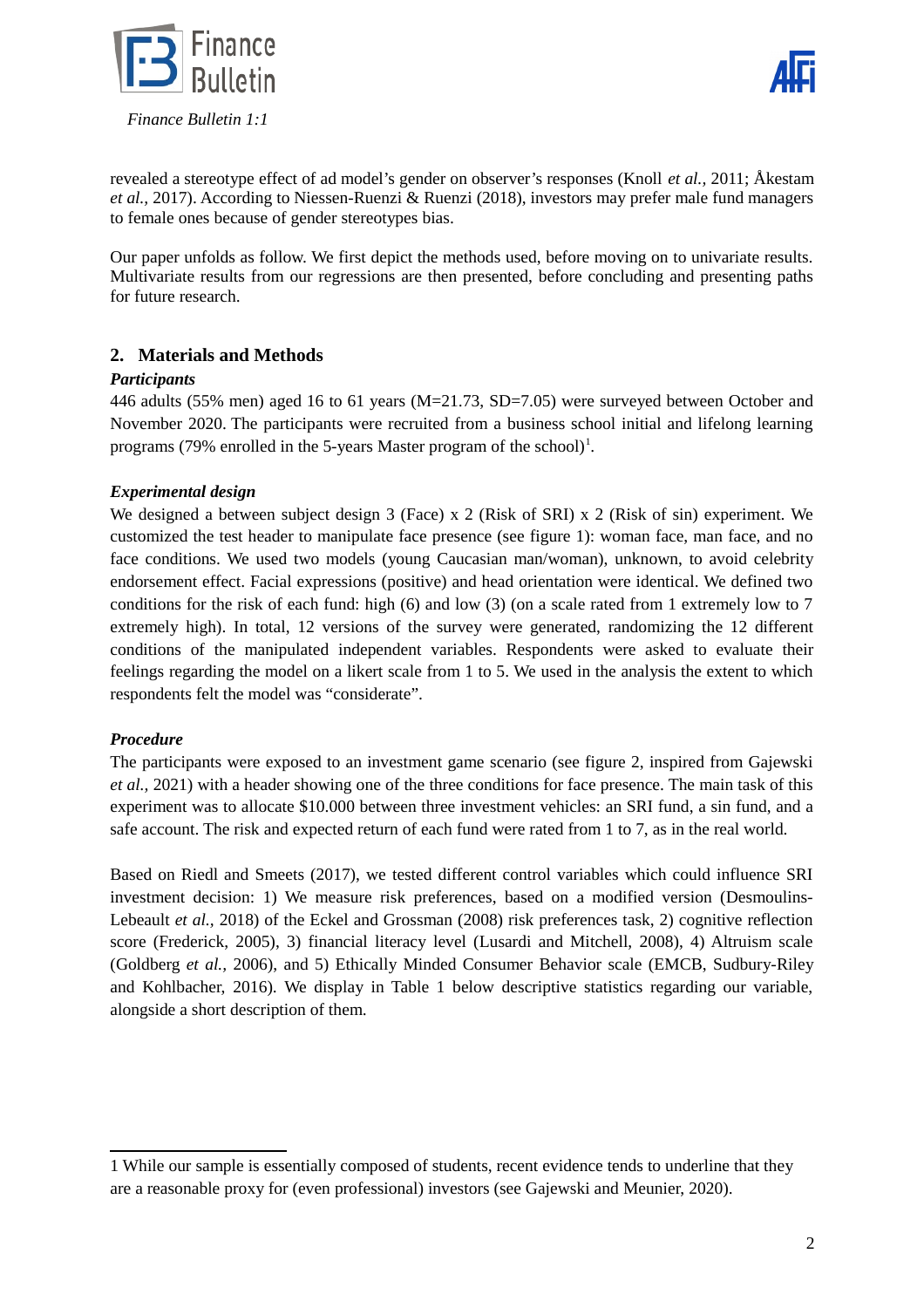revealed a stereotype effect of ad model's gender on observer's responses (Knoll *et al.*, 2011; Åkestam *et al.*, 2017). According to Niessen-Ruenzi & Ruenzi (2018), investors may prefer male fund managers to female ones because of gender stereotypes bias.

Our paper unfolds as follow. We first depict the methods used, before moving on to univariate results. Multivariate results from our regressions are then presented, before concluding and presenting paths for future research.

## 2. Materials and Methods

### *Participants*

446 adults (55% men) aged 16 to 61 years (M=21.73, SD=7.05) were surveyed between October and November 2020. The participants were recruited from a business school initial and lifelong learning programs (79% enrolled in the 5-years Master program of the school)[1].

### *Experimental design*

We designed a between subject design 3 (Face) x 2 (Risk of SRI) x 2 (Risk of sin) experiment. We customized the test header to manipulate face presence (see figure 1): woman face, man face, and no face conditions. We used two models (young Caucasian man/woman), unknown, to avoid celebrity endorsement effect. Facial expressions (positive) and head orientation were identical. We defined two conditions for the risk of each fund: high (6) and low (3) (on a scale rated from 1 extremely low to 7 extremely high). In total, 12 versions of the survey were generated, randomizing the 12 different conditions of the manipulated independent variables. Respondents were asked to evaluate their feelings regarding the model on a likert scale from 1 to 5. We used in the analysis the extent to which respondents felt the model was "considerate".

### *Procedure*

The participants were exposed to an investment game scenario (see figure 2, inspired from Gajewski *et al.*, 2021) with a header showing one of the three conditions for face presence. The main task of this experiment was to allocate $10.000 between three investment vehicles: an SRI fund, a sin fund, and a safe account. The risk and expected return of each fund were rated from 1 to 7, as in the real world.

Based on Riedl and Smeets (2017), we tested different control variables which could influence SRI investment decision: 1) We measure risk preferences, based on a modified version (Desmoulins-Lebeault *et al.*, 2018) of the Eckel and Grossman (2008) risk preferences task, 2) cognitive reflection score (Frederick, 2005), 3) financial literacy level (Lusardi and Mitchell, 2008), 4) Altruism scale (Goldberg *et al.*, 2006), and 5) Ethically Minded Consumer Behavior scale (EMCB, Sudbury-Riley and Kohlbacher, 2016). We display in Table 1 below descriptive statistics regarding our variable, alongside a short description of them.

---

1 While our sample is essentially composed of students, recent evidence tends to underline that they are a reasonable proxy for (even professional) investors (see Gajewski and Meunier, 2020).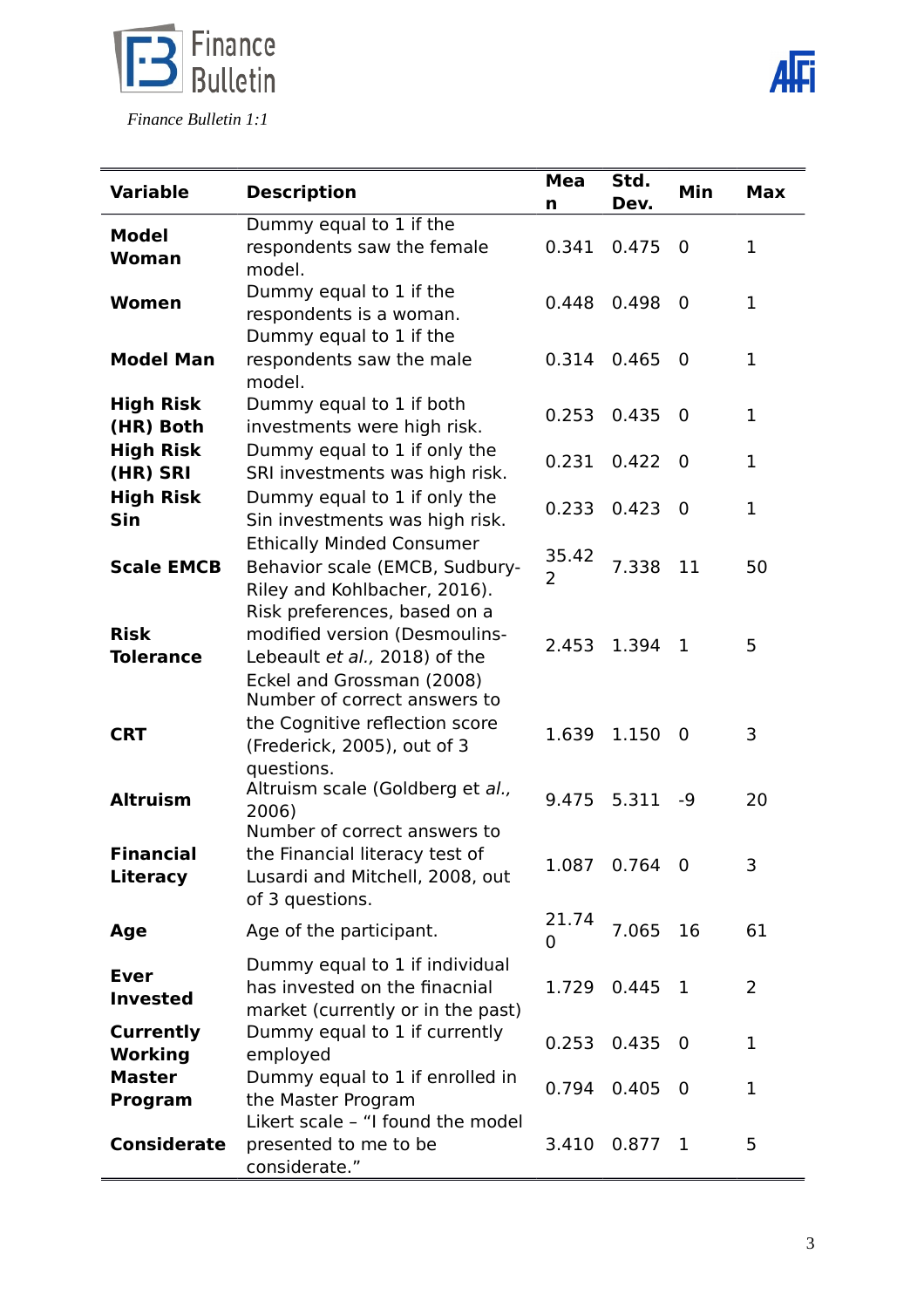| Variable | Description | Mean | Std. Dev. | Min | Max |
|---|---|---|---|---|---|
| **Model Woman** | Dummy equal to 1 if the respondents saw the female model. | 0.341 | 0.475 | 0 | 1 |
| **Women** | Dummy equal to 1 if the respondents is a woman. | 0.448 | 0.498 | 0 | 1 |
| **Model Man** | Dummy equal to 1 if the respondents saw the male model. | 0.314 | 0.465 | 0 | 1 |
| **High Risk (HR) Both** | Dummy equal to 1 if both investments were high risk. | 0.253 | 0.435 | 0 | 1 |
| **High Risk (HR) SRI** | Dummy equal to 1 if only the SRI investments was high risk. | 0.231 | 0.422 | 0 | 1 |
| **High Risk Sin** | Dummy equal to 1 if only the Sin investments was high risk. | 0.233 | 0.423 | 0 | 1 |
| **Scale EMCB** | Ethically Minded Consumer Behavior scale (EMCB, Sudbury-Riley and Kohlbacher, 2016). | 35.422 | 7.338 | 11 | 50 |
| **Risk Tolerance** | Risk preferences, based on a modified version (Desmoulins-Lebeault *et al.,* 2018) of the Eckel and Grossman (2008) | 2.453 | 1.394 | 1 | 5 |
| **CRT** | Number of correct answers to the Cognitive reflection score (Frederick, 2005), out of 3 questions. | 1.639 | 1.150 | 0 | 3 |
| **Altruism** | Altruism scale (Goldberg et *al.,* 2006) | 9.475 | 5.311 | -9 | 20 |
| **Financial Literacy** | Number of correct answers to the Financial literacy test of Lusardi and Mitchell, 2008, out of 3 questions. | 1.087 | 0.764 | 0 | 3 |
| **Age** | Age of the participant. | 21.740 | 7.065 | 16 | 61 |
| **Ever Invested** | Dummy equal to 1 if individual has invested on the finacnial market (currently or in the past) | 1.729 | 0.445 | 1 | 2 |
| **Currently Working** | Dummy equal to 1 if currently employed | 0.253 | 0.435 | 0 | 1 |
| **Master Program** | Dummy equal to 1 if enrolled in the Master Program | 0.794 | 0.405 | 0 | 1 |
| **Considerate** | Likert scale – "I found the model presented to me to be considerate." | 3.410 | 0.877 | 1 | 5 |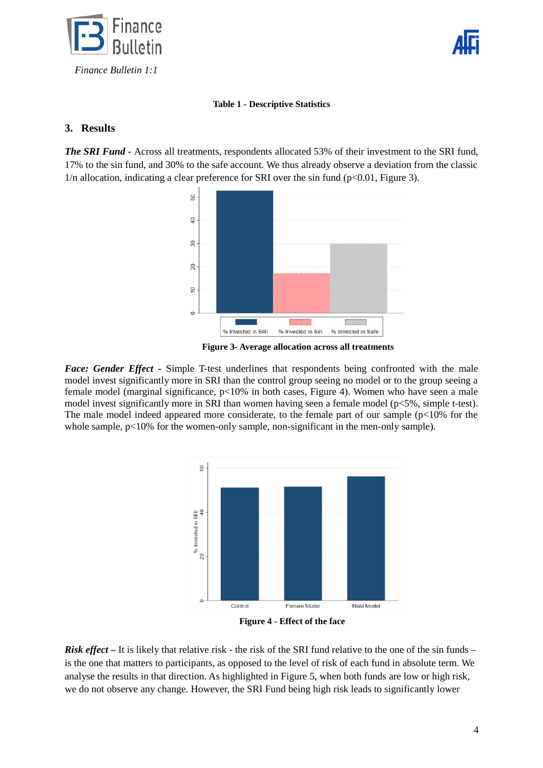**Table 1 - Descriptive Statistics**

## 3. Results

***The SRI Fund*** **-** Across all treatments, respondents allocated 53% of their investment to the SRI fund, 17% to the sin fund, and 30% to the safe account. We thus already observe a deviation from the classic 1/n allocation, indicating a clear preference for SRI over the sin fund ($p<0.01$, Figure 3).

**Figure 3- Average allocation across all treatments**

***Face: Gender Effect*** **-** Simple T-test underlines that respondents being confronted with the male model invest significantly more in SRI than the control group seeing no model or to the group seeing a female model (marginal significance, $p<10\%$ in both cases, Figure 4). Women who have seen a male model invest significantly more in SRI than women having seen a female model ($p<5\%$, simple t-test). The male model indeed appeared more considerate, to the female part of our sample ($p<10\%$ for the whole sample, $p<10\%$ for the women-only sample, non-significant in the men-only sample).

**Figure 4 - Effect of the face**

***Risk effect*** **–** It is likely that relative risk - the risk of the SRI fund relative to the one of the sin funds – is the one that matters to participants, as opposed to the level of risk of each fund in absolute term. We analyse the results in that direction. As highlighted in Figure 5, when both funds are low or high risk, we do not observe any change. However, the SRI Fund being high risk leads to significantly lower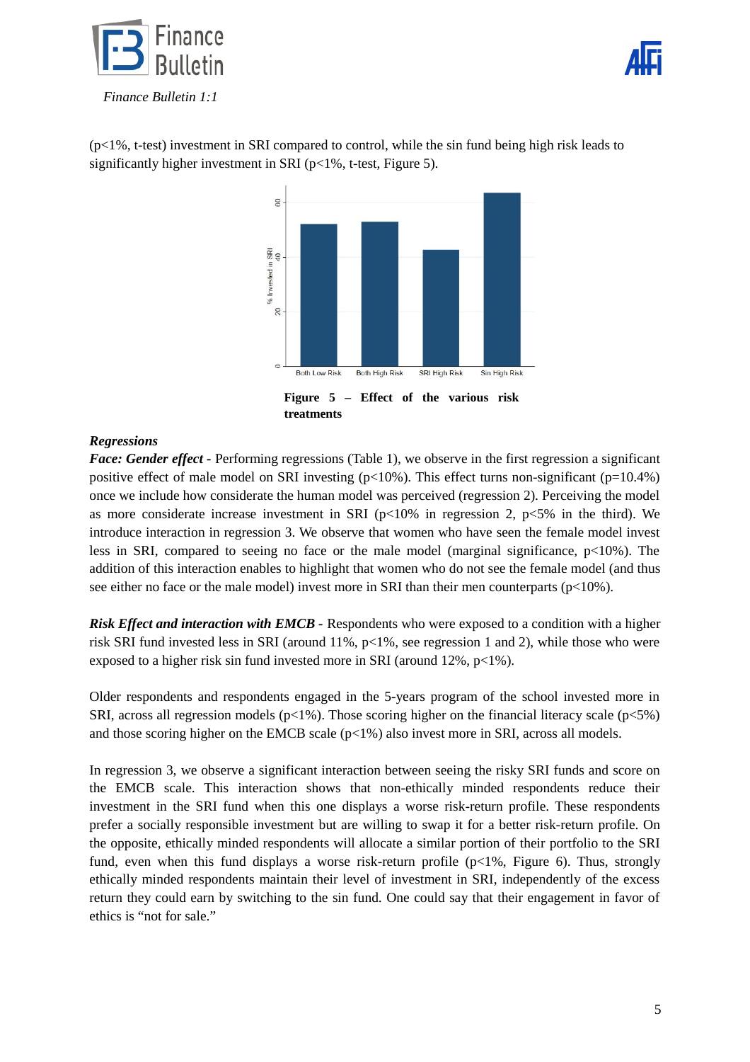(p<1%, t-test) investment in SRI compared to control, while the sin fund being high risk leads to significantly higher investment in SRI (p<1%, t-test, Figure 5).

**Figure 5 – Effect of the various risk treatments**

***Regressions***

***Face: Gender effect*** - Performing regressions (Table 1), we observe in the first regression a significant positive effect of male model on SRI investing (p<10%). This effect turns non-significant (p=10.4%) once we include how considerate the human model was perceived (regression 2). Perceiving the model as more considerate increase investment in SRI (p<10% in regression 2, p<5% in the third). We introduce interaction in regression 3. We observe that women who have seen the female model invest less in SRI, compared to seeing no face or the male model (marginal significance, p<10%). The addition of this interaction enables to highlight that women who do not see the female model (and thus see either no face or the male model) invest more in SRI than their men counterparts (p<10%).

***Risk Effect and interaction with EMCB*** - Respondents who were exposed to a condition with a higher risk SRI fund invested less in SRI (around 11%, p<1%, see regression 1 and 2), while those who were exposed to a higher risk sin fund invested more in SRI (around 12%, p<1%).

Older respondents and respondents engaged in the 5-years program of the school invested more in SRI, across all regression models (p<1%). Those scoring higher on the financial literacy scale (p<5%) and those scoring higher on the EMCB scale (p<1%) also invest more in SRI, across all models.

In regression 3, we observe a significant interaction between seeing the risky SRI funds and score on the EMCB scale. This interaction shows that non-ethically minded respondents reduce their investment in the SRI fund when this one displays a worse risk-return profile. These respondents prefer a socially responsible investment but are willing to swap it for a better risk-return profile. On the opposite, ethically minded respondents will allocate a similar portion of their portfolio to the SRI fund, even when this fund displays a worse risk-return profile (p<1%, Figure 6). Thus, strongly ethically minded respondents maintain their level of investment in SRI, independently of the excess return they could earn by switching to the sin fund. One could say that their engagement in favor of ethics is "not for sale."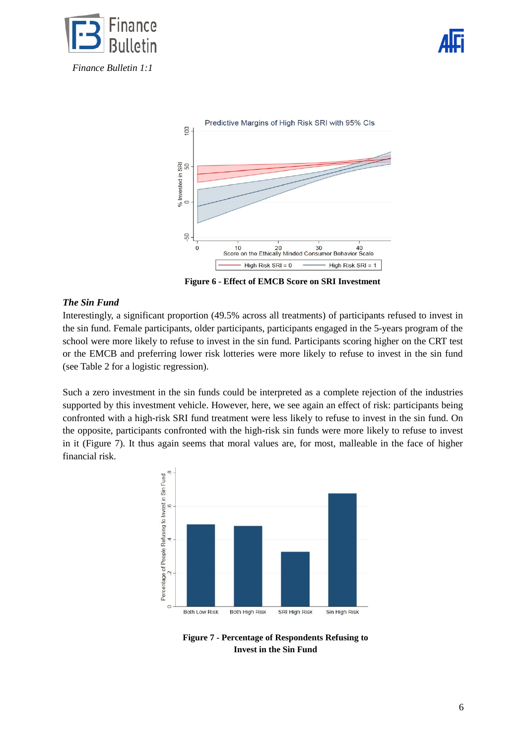Figure 6 - Effect of EMCB Score on SRI Investment

***The Sin Fund***

Interestingly, a significant proportion (49.5% across all treatments) of participants refused to invest in the sin fund. Female participants, older participants, participants engaged in the 5-years program of the school were more likely to refuse to invest in the sin fund. Participants scoring higher on the CRT test or the EMCB and preferring lower risk lotteries were more likely to refuse to invest in the sin fund (see Table 2 for a logistic regression).

Such a zero investment in the sin funds could be interpreted as a complete rejection of the industries supported by this investment vehicle. However, here, we see again an effect of risk: participants being confronted with a high-risk SRI fund treatment were less likely to refuse to invest in the sin fund. On the opposite, participants confronted with the high-risk sin funds were more likely to refuse to invest in it (Figure 7). It thus again seems that moral values are, for most, malleable in the face of higher financial risk.

Figure 7 - Percentage of Respondents Refusing to Invest in the Sin Fund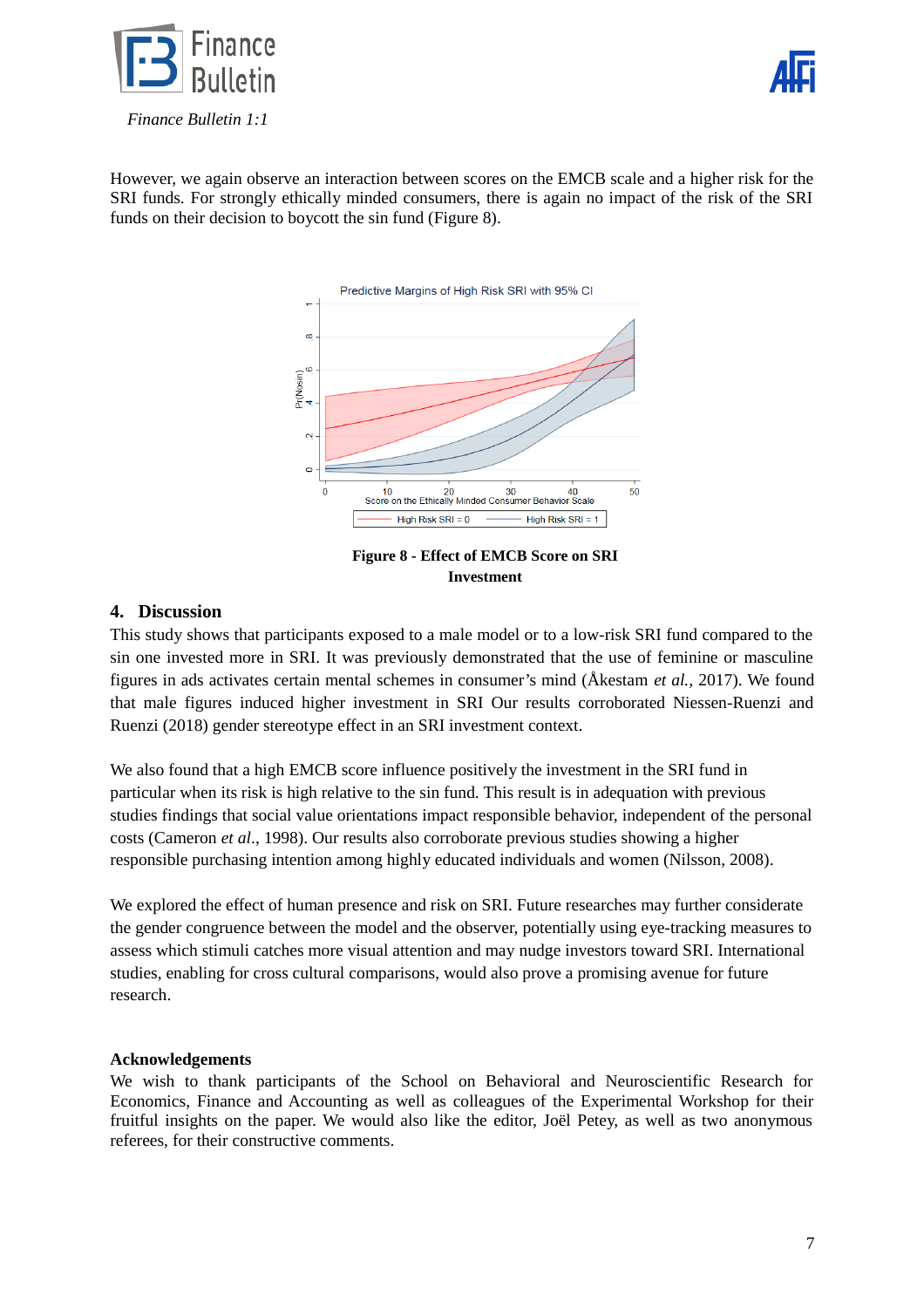However, we again observe an interaction between scores on the EMCB scale and a higher risk for the SRI funds. For strongly ethically minded consumers, there is again no impact of the risk of the SRI funds on their decision to boycott the sin fund (Figure 8).

**Figure 8 - Effect of EMCB Score on SRI Investment**

## 4. Discussion

This study shows that participants exposed to a male model or to a low-risk SRI fund compared to the sin one invested more in SRI. It was previously demonstrated that the use of feminine or masculine figures in ads activates certain mental schemes in consumer's mind (Åkestam *et al.*, 2017). We found that male figures induced higher investment in SRI Our results corroborated Niessen-Ruenzi and Ruenzi (2018) gender stereotype effect in an SRI investment context.

We also found that a high EMCB score influence positively the investment in the SRI fund in particular when its risk is high relative to the sin fund. This result is in adequation with previous studies findings that social value orientations impact responsible behavior, independent of the personal costs (Cameron *et al*., 1998). Our results also corroborate previous studies showing a higher responsible purchasing intention among highly educated individuals and women (Nilsson, 2008).

We explored the effect of human presence and risk on SRI. Future researches may further considerate the gender congruence between the model and the observer, potentially using eye-tracking measures to assess which stimuli catches more visual attention and may nudge investors toward SRI. International studies, enabling for cross cultural comparisons, would also prove a promising avenue for future research.

**Acknowledgements**

We wish to thank participants of the School on Behavioral and Neuroscientific Research for Economics, Finance and Accounting as well as colleagues of the Experimental Workshop for their fruitful insights on the paper. We would also like the editor, Joël Petey, as well as two anonymous referees, for their constructive comments.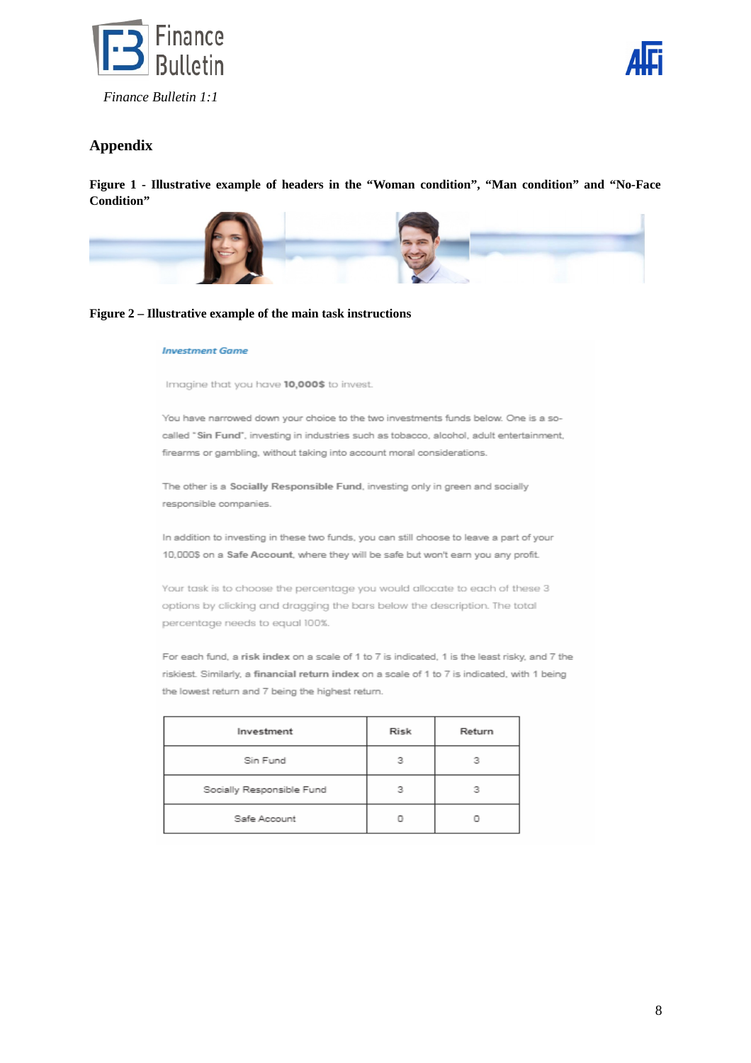## Appendix

**Figure 1 - Illustrative example of headers in the "Woman condition", "Man condition" and "No-Face Condition"**

**Figure 2 – Illustrative example of the main task instructions**

*Investment Game*

Imagine that you have **10,000$** to invest.

You have narrowed down your choice to the two investments funds below. One is a so-called "**Sin Fund**", investing in industries such as tobacco, alcohol, adult entertainment, firearms or gambling, without taking into account moral considerations.

The other is a **Socially Responsible Fund**, investing only in green and socially responsible companies.

In addition to investing in these two funds, you can still choose to leave a part of your 10,000$ on a **Safe Account**, where they will be safe but won't earn you any profit.

Your task is to choose the percentage you would allocate to each of these 3 options by clicking and dragging the bars below the description. The total percentage needs to equal 100%.

For each fund, a **risk index** on a scale of 1 to 7 is indicated, 1 is the least risky, and 7 the riskiest. Similarly, a **financial return index** on a scale of 1 to 7 is indicated, with 1 being the lowest return and 7 being the highest return.

| Investment | Risk | Return |
|---|---|---|
| Sin Fund | 3 | 3 |
| Socially Responsible Fund | 3 | 3 |
| Safe Account | 0 | 0 |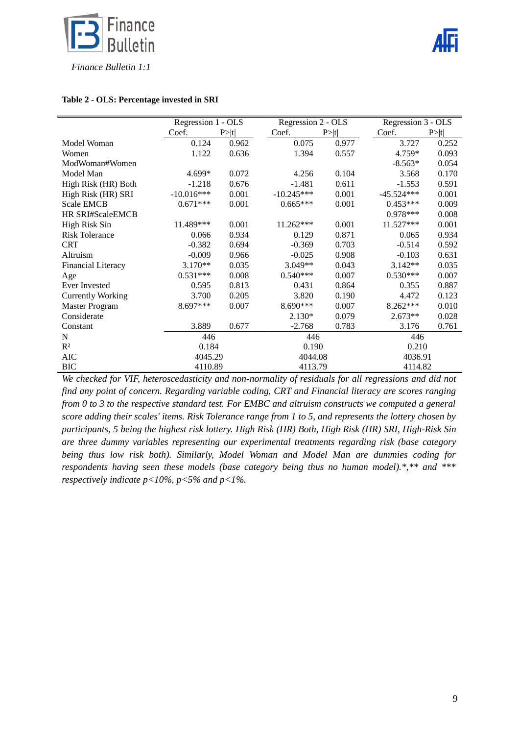**Table 2 - OLS: Percentage invested in SRI**

| | Regression 1 - OLS | | Regression 2 - OLS | | Regression 3 - OLS | |
|---|---|---|---|---|---|---|
| | Coef. | P>\|t\| | Coef. | P>\|t\| | Coef. | P>\|t\| |
| Model Woman | 0.124 | 0.962 | 0.075 | 0.977 | 3.727 | 0.252 |
| Women | 1.122 | 0.636 | 1.394 | 0.557 | 4.759* | 0.093 |
| ModWoman#Women | | | | | -8.563* | 0.054 |
| Model Man | 4.699* | 0.072 | 4.256 | 0.104 | 3.568 | 0.170 |
| High Risk (HR) Both | -1.218 | 0.676 | -1.481 | 0.611 | -1.553 | 0.591 |
| High Risk (HR) SRI | -10.016*** | 0.001 | -10.245*** | 0.001 | -45.524*** | 0.001 |
| Scale EMCB | 0.671*** | 0.001 | 0.665*** | 0.001 | 0.453*** | 0.009 |
| HR SRI#ScaleEMCB | | | | | 0.978*** | 0.008 |
| High Risk Sin | 11.489*** | 0.001 | 11.262*** | 0.001 | 11.527*** | 0.001 |
| Risk Tolerance | 0.066 | 0.934 | 0.129 | 0.871 | 0.065 | 0.934 |
| CRT | -0.382 | 0.694 | -0.369 | 0.703 | -0.514 | 0.592 |
| Altruism | -0.009 | 0.966 | -0.025 | 0.908 | -0.103 | 0.631 |
| Financial Literacy | 3.170** | 0.035 | 3.049** | 0.043 | 3.142** | 0.035 |
| Age | 0.531*** | 0.008 | 0.540*** | 0.007 | 0.530*** | 0.007 |
| Ever Invested | 0.595 | 0.813 | 0.431 | 0.864 | 0.355 | 0.887 |
| Currently Working | 3.700 | 0.205 | 3.820 | 0.190 | 4.472 | 0.123 |
| Master Program | 8.697*** | 0.007 | 8.690*** | 0.007 | 8.262*** | 0.010 |
| Considerate | | | 2.130* | 0.079 | 2.673** | 0.028 |
| Constant | 3.889 | 0.677 | -2.768 | 0.783 | 3.176 | 0.761 |
| N | 446 | | 446 | | 446 | |
| $R^2$ | 0.184 | | 0.190 | | 0.210 | |
| AIC | 4045.29 | | 4044.08 | | 4036.91 | |
| BIC | 4110.89 | | 4113.79 | | 4114.82 | |

*We checked for VIF, heteroscedasticity and non-normality of residuals for all regressions and did not find any point of concern. Regarding variable coding, CRT and Financial literacy are scores ranging from 0 to 3 to the respective standard test. For EMBC and altruism constructs we computed a general score adding their scales' items. Risk Tolerance range from 1 to 5, and represents the lottery chosen by participants, 5 being the highest risk lottery. High Risk (HR) Both, High Risk (HR) SRI, High-Risk Sin are three dummy variables representing our experimental treatments regarding risk (base category being thus low risk both). Similarly, Model Woman and Model Man are dummies coding for respondents having seen these models (base category being thus no human model).*,** and *** respectively indicate p<10%, p<5% and p<1%.*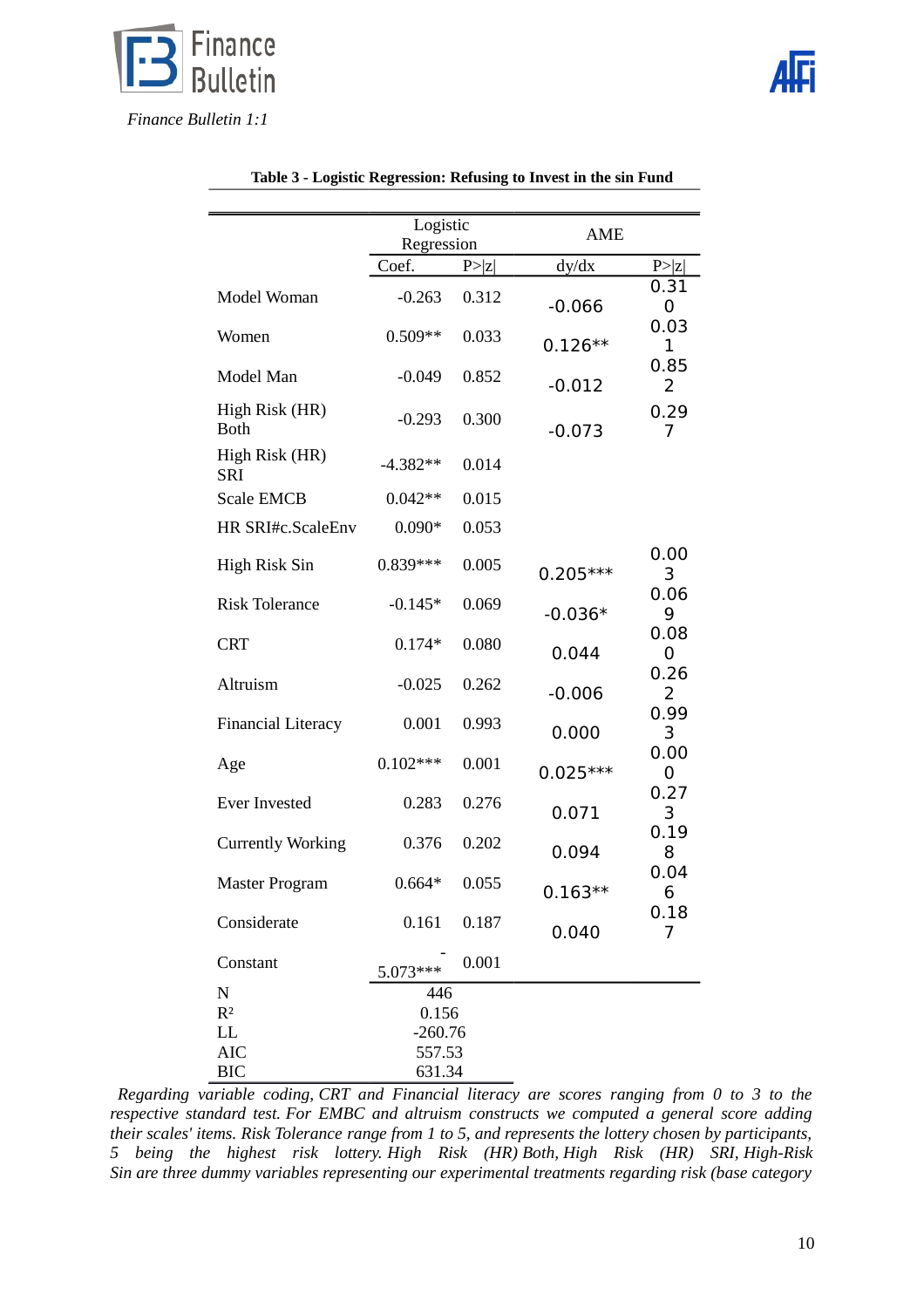**Table 3 - Logistic Regression: Refusing to Invest in the sin Fund**

| | Logistic Regression | | AME | |
|---|---|---|---|---|
| | Coef. | P>\|z\| | dy/dx | P>\|z\| |
| Model Woman | -0.263 | 0.312 | -0.066 | 0.310 |
| Women | 0.509** | 0.033 | 0.126** | 0.031 |
| Model Man | -0.049 | 0.852 | -0.012 | 0.852 |
| High Risk (HR) Both | -0.293 | 0.300 | -0.073 | 0.297 |
| High Risk (HR) SRI | -4.382** | 0.014 | | |
| Scale EMCB | 0.042** | 0.015 | | |
| HR SRI#c.ScaleEnv | 0.090* | 0.053 | | |
| High Risk Sin | 0.839*** | 0.005 | 0.205*** | 0.003 |
| Risk Tolerance | -0.145* | 0.069 | -0.036* | 0.069 |
| CRT | 0.174* | 0.080 | 0.044 | 0.080 |
| Altruism | -0.025 | 0.262 | -0.006 | 0.262 |
| Financial Literacy | 0.001 | 0.993 | 0.000 | 0.993 |
| Age | 0.102*** | 0.001 | 0.025*** | 0.000 |
| Ever Invested | 0.283 | 0.276 | 0.071 | 0.273 |
| Currently Working | 0.376 | 0.202 | 0.094 | 0.198 |
| Master Program | 0.664* | 0.055 | 0.163** | 0.046 |
| Considerate | 0.161 | 0.187 | 0.040 | 0.187 |
| Constant | -5.073*** | 0.001 | | |
| N | 446 | | | |
| $R^2$ | 0.156 | | | |
| LL | -260.76 | | | |
| AIC | 557.53 | | | |
| BIC | 631.34 | | | |

*Regarding variable coding, CRT and Financial literacy are scores ranging from 0 to 3 to the respective standard test. For EMBC and altruism constructs we computed a general score adding their scales' items. Risk Tolerance range from 1 to 5, and represents the lottery chosen by participants, 5 being the highest risk lottery. High Risk (HR) Both, High Risk (HR) SRI, High-Risk Sin are three dummy variables representing our experimental treatments regarding risk (base category*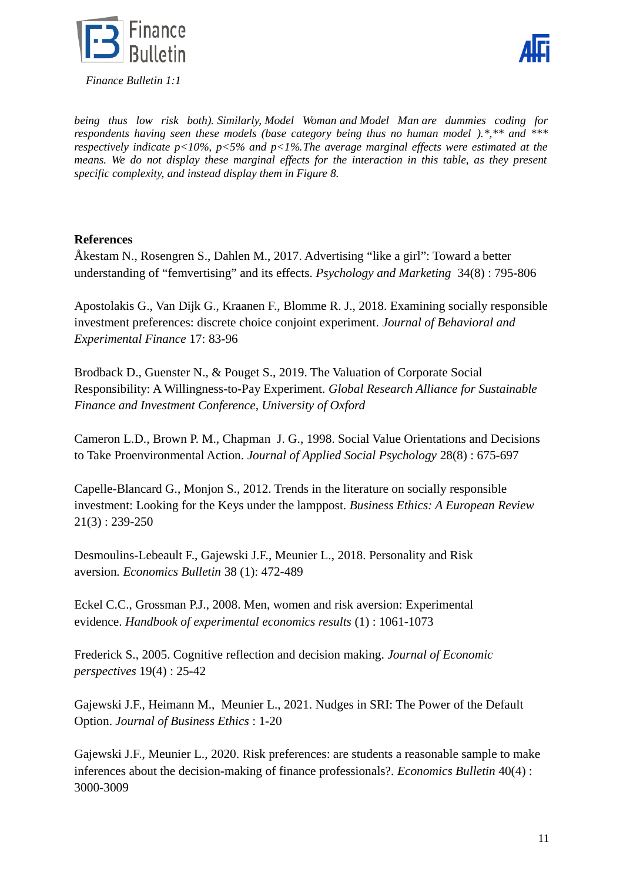*being thus low risk both). Similarly, Model Woman and Model Man are dummies coding for respondents having seen these models (base category being thus no human model ).*,** and *** respectively indicate p<10%, p<5% and p<1%.The average marginal effects were estimated at the means. We do not display these marginal effects for the interaction in this table, as they present specific complexity, and instead display them in Figure 8.*

**References**

Åkestam N., Rosengren S., Dahlen M., 2017. Advertising "like a girl": Toward a better understanding of "femvertising" and its effects. *Psychology and Marketing* 34(8) : 795-806

Apostolakis G., Van Dijk G., Kraanen F., Blomme R. J., 2018. Examining socially responsible investment preferences: discrete choice conjoint experiment. *Journal of Behavioral and Experimental Finance* 17: 83-96

Brodback D., Guenster N., & Pouget S., 2019. The Valuation of Corporate Social Responsibility: A Willingness-to-Pay Experiment. *Global Research Alliance for Sustainable Finance and Investment Conference, University of Oxford*

Cameron L.D., Brown P. M., Chapman J. G., 1998. Social Value Orientations and Decisions to Take Proenvironmental Action. *Journal of Applied Social Psychology* 28(8) : 675-697

Capelle-Blancard G., Monjon S., 2012. Trends in the literature on socially responsible investment: Looking for the Keys under the lamppost. *Business Ethics: A European Review* 21(3) : 239-250

Desmoulins-Lebeault F., Gajewski J.F., Meunier L., 2018. Personality and Risk aversion. *Economics Bulletin* 38 (1): 472-489

Eckel C.C., Grossman P.J., 2008. Men, women and risk aversion: Experimental evidence. *Handbook of experimental economics results* (1) : 1061-1073

Frederick S., 2005. Cognitive reflection and decision making. *Journal of Economic perspectives* 19(4) : 25-42

Gajewski J.F., Heimann M., Meunier L., 2021. Nudges in SRI: The Power of the Default Option. *Journal of Business Ethics* : 1-20

Gajewski J.F., Meunier L., 2020. Risk preferences: are students a reasonable sample to make inferences about the decision-making of finance professionals?. *Economics Bulletin* 40(4) : 3000-3009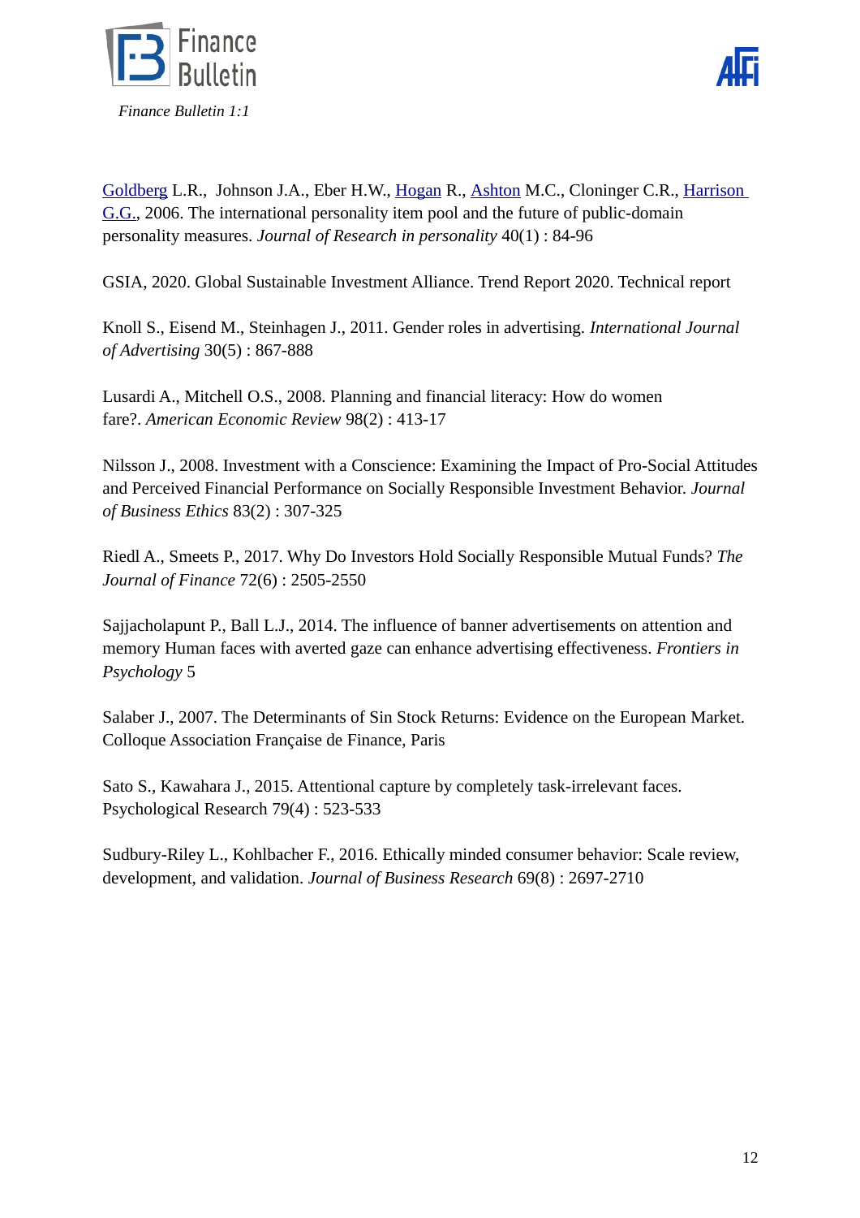Goldberg L.R., Johnson J.A., Eber H.W., Hogan R., Ashton M.C., Cloninger C.R., Harrison G.G., 2006. The international personality item pool and the future of public-domain personality measures. *Journal of Research in personality* 40(1) : 84-96

GSIA, 2020. Global Sustainable Investment Alliance. Trend Report 2020. Technical report

Knoll S., Eisend M., Steinhagen J., 2011. Gender roles in advertising. *International Journal of Advertising* 30(5) : 867-888

Lusardi A., Mitchell O.S., 2008. Planning and financial literacy: How do women fare?. *American Economic Review* 98(2) : 413-17

Nilsson J., 2008. Investment with a Conscience: Examining the Impact of Pro-Social Attitudes and Perceived Financial Performance on Socially Responsible Investment Behavior. *Journal of Business Ethics* 83(2) : 307-325

Riedl A., Smeets P., 2017. Why Do Investors Hold Socially Responsible Mutual Funds? *The Journal of Finance* 72(6) : 2505-2550

Sajjacholapunt P., Ball L.J., 2014. The influence of banner advertisements on attention and memory Human faces with averted gaze can enhance advertising effectiveness. *Frontiers in Psychology* 5

Salaber J., 2007. The Determinants of Sin Stock Returns: Evidence on the European Market. Colloque Association Française de Finance, Paris

Sato S., Kawahara J., 2015. Attentional capture by completely task-irrelevant faces. Psychological Research 79(4) : 523-533

Sudbury-Riley L., Kohlbacher F., 2016. Ethically minded consumer behavior: Scale review, development, and validation. *Journal of Business Research* 69(8) : 2697-2710